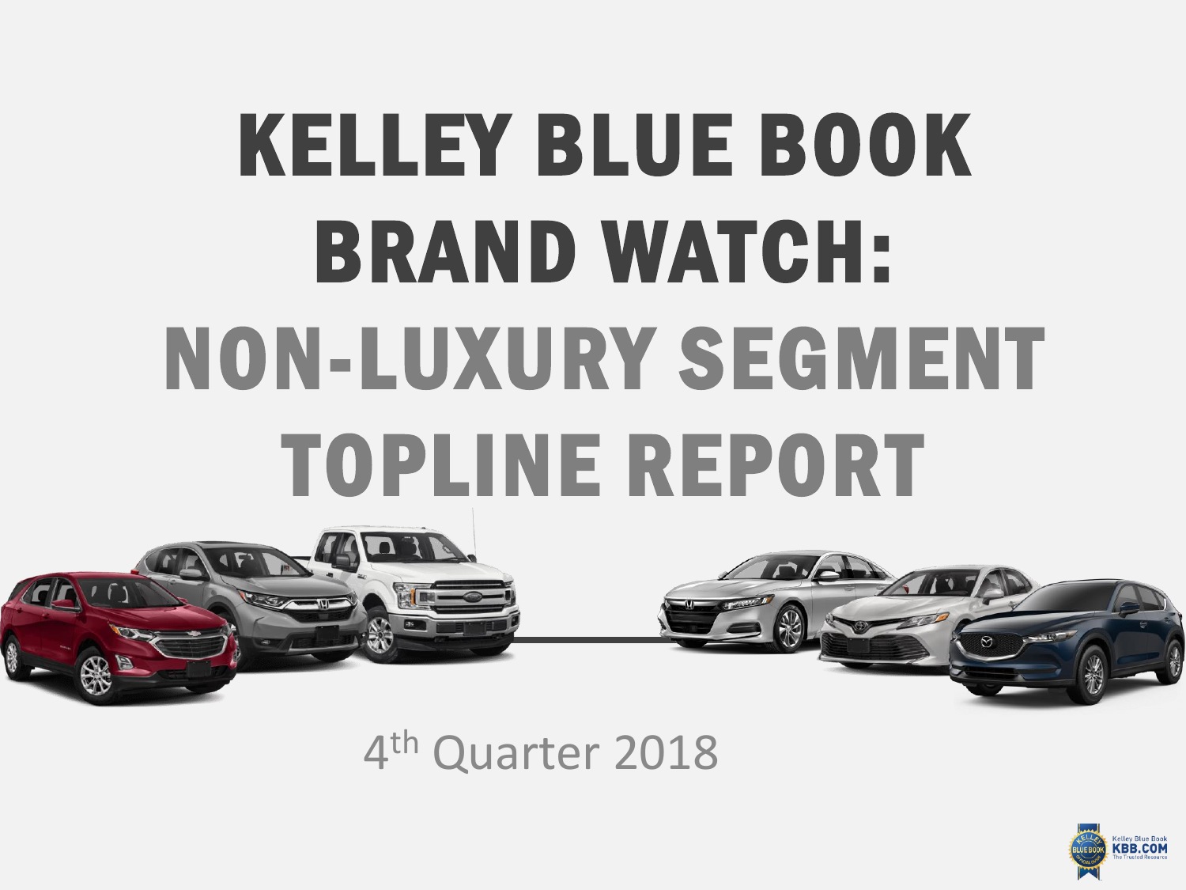# KELLEY BLUE BOOK BRAND WATCH:

# NON-LUXURY SEGMENT TOPLINE REPORT

4th Quarter 2018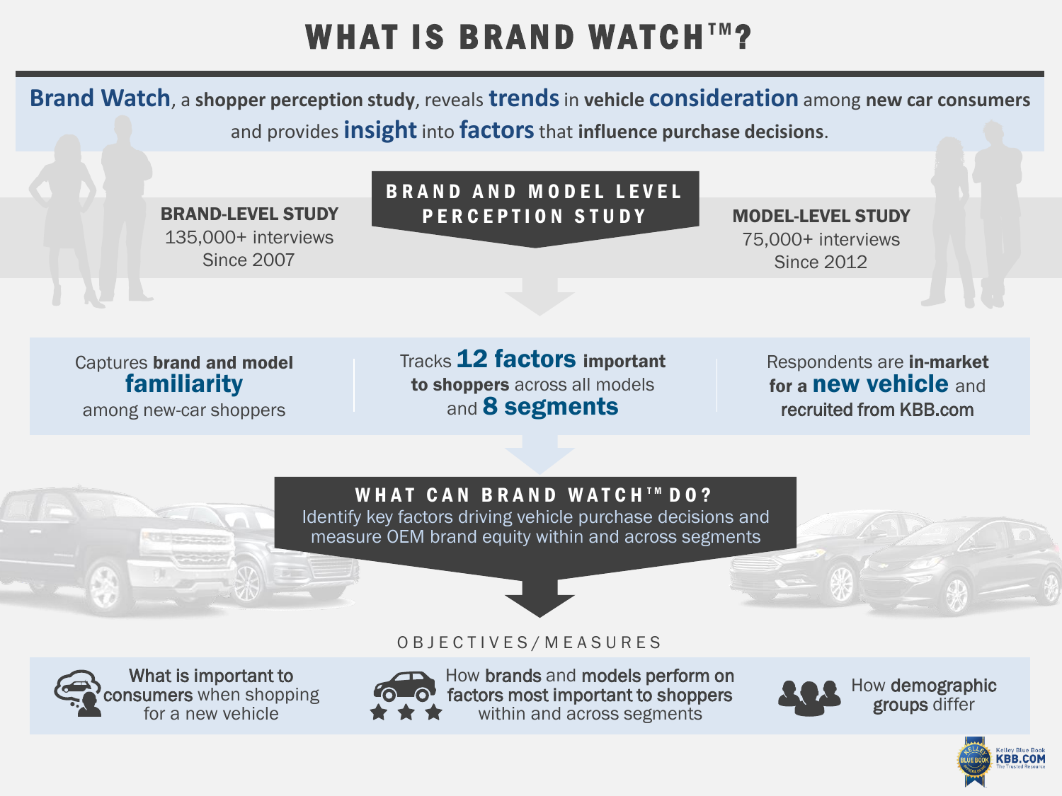# WHAT IS BRAND WATCH™?

**Brand Watch**, a **shopper perception study**, reveals **trends** in **vehicle consideration** among **new car consumers** and provides **insight** into **factors** that **influence purchase decisions**.

## BRAND AND MODEL LEVEL PERCEPTION STUDY

**BRAND-LEVEL STUDY**
135,000+ interviews
Since 2007

**MODEL-LEVEL STUDY**
75,000+ interviews
Since 2012

Captures **brand and model familiarity** among new-car shoppers

Tracks **12 factors important to shoppers** across all models and **8 segments**

Respondents are **in-market for a new vehicle** and **recruited from KBB.com**

## WHAT CAN BRAND WATCH™ DO?

Identify key factors driving vehicle purchase decisions and measure OEM brand equity within and across segments

### OBJECTIVES/MEASURES

- **What is important to consumers** when shopping for a new vehicle
- How **brands** and **models perform on factors most important to shoppers** within and across segments
- How **demographic groups** differ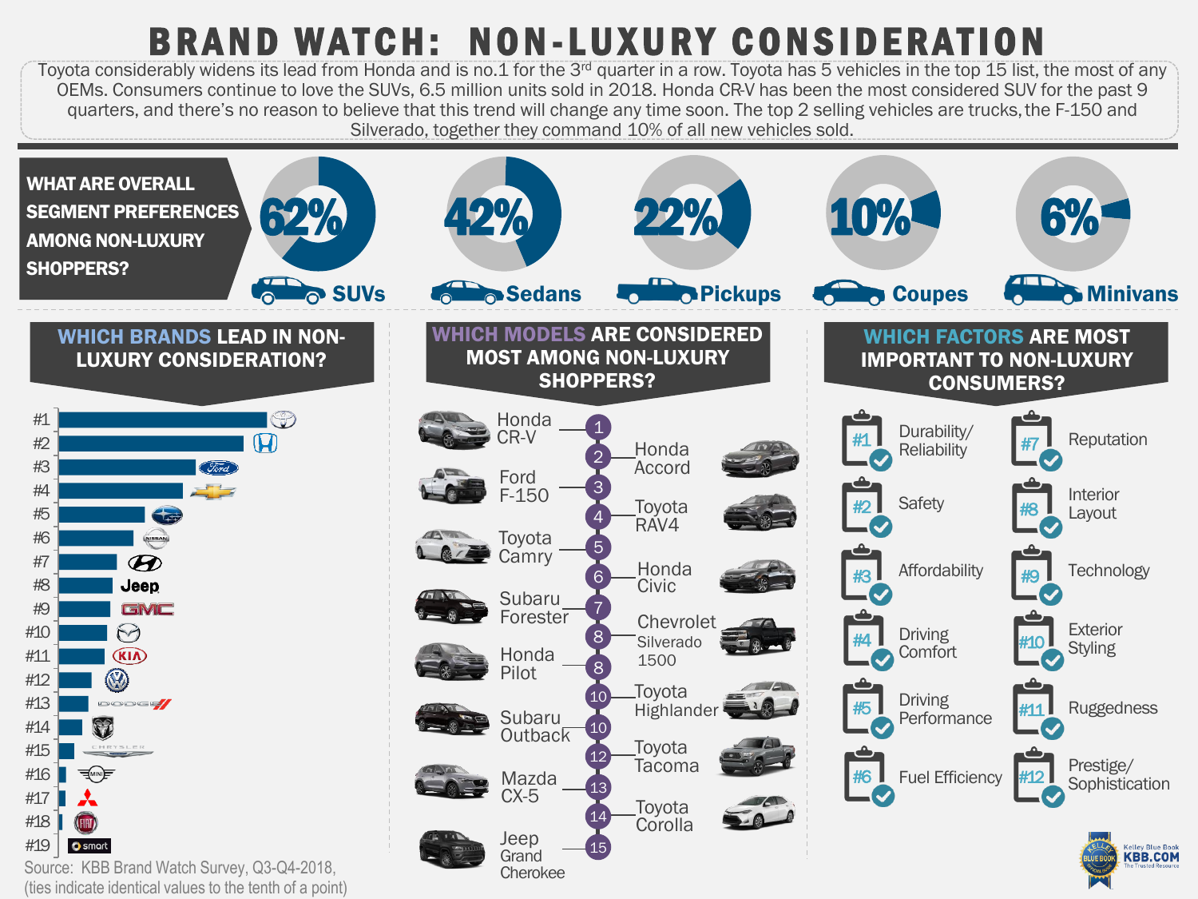# BRAND WATCH: NON-LUXURY CONSIDERATION

Toyota considerably widens its lead from Honda and is no.1 for the 3rd quarter in a row. Toyota has 5 vehicles in the top 15 list, the most of any OEMs. Consumers continue to love the SUVs, 6.5 million units sold in 2018. Honda CR-V has been the most considered SUV for the past 9 quarters, and there's no reason to believe that this trend will change any time soon. The top 2 selling vehicles are trucks, the F-150 and Silverado, together they command 10% of all new vehicles sold.

## WHAT ARE OVERALL SEGMENT PREFERENCES AMONG NON-LUXURY SHOPPERS?

62% SUVs

42% Sedans

22% Pickups

10% Coupes

6% Minivans

## WHICH BRANDS LEAD IN NON-LUXURY CONSIDERATION?

#1 Toyota

#2 Honda

#3 Ford

#4 Chevrolet

#5 Subaru

#6 Nissan

#7 Hyundai

#8 Jeep

#9 GMC

#10 Mazda

#11 KIA

#12 Volkswagen

#13 Dodge

#14 Ram

#15 Chrysler

#16 Mini

#17 Mitsubishi

#18 Fiat

#19 smart

Source: KBB Brand Watch Survey, Q3-Q4-2018, (ties indicate identical values to the tenth of a point)

## WHICH MODELS ARE CONSIDERED MOST AMONG NON-LUXURY SHOPPERS?

1. Honda CR-V
2. Honda Accord
3. Ford F-150
4. Toyota RAV4
5. Toyota Camry
6. Honda Civic
7. Subaru Forester
8. Chevrolet Silverado 1500
8. Honda Pilot
10. Toyota Highlander
10. Subaru Outback
12. Toyota Tacoma
13. Mazda CX-5
14. Toyota Corolla
15. Jeep Grand Cherokee

## WHICH FACTORS ARE MOST IMPORTANT TO NON-LUXURY CONSUMERS?

#1 Durability/ Reliability

#2 Safety

#3 Affordability

#4 Driving Comfort

#5 Driving Performance

#6 Fuel Efficiency

#7 Reputation

#8 Interior Layout

#9 Technology

#10 Exterior Styling

#11 Ruggedness

#12 Prestige/ Sophistication

Kelley Blue Book KBB.COM The Trusted Resource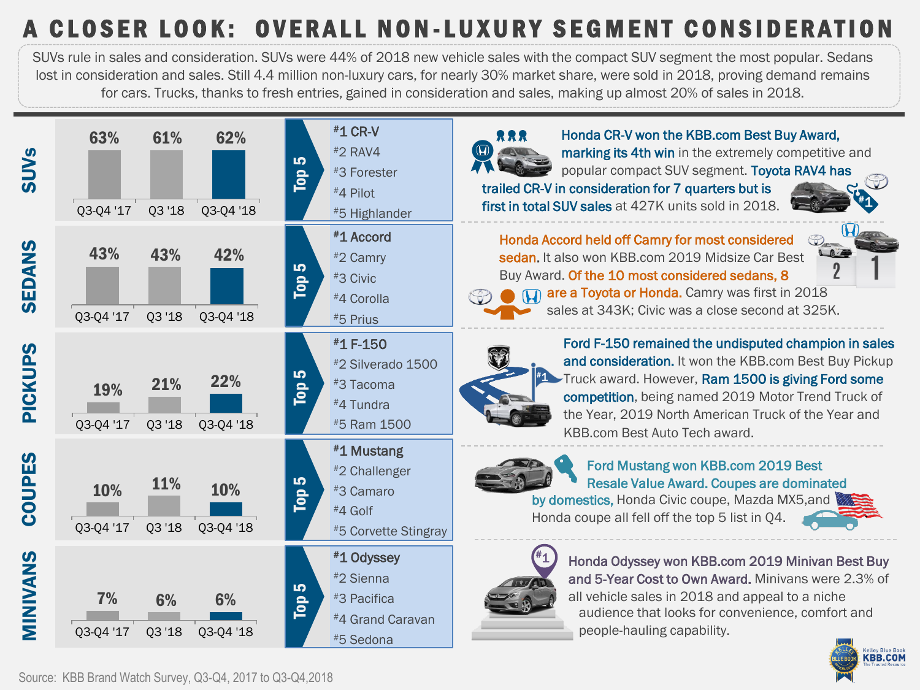# A CLOSER LOOK: OVERALL NON-LUXURY SEGMENT CONSIDERATION

SUVs rule in sales and consideration. SUVs were 44% of 2018 new vehicle sales with the compact SUV segment the most popular. Sedans lost in consideration and sales. Still 4.4 million non-luxury cars, for nearly 30% market share, were sold in 2018, proving demand remains for cars. Trucks, thanks to fresh entries, gained in consideration and sales, making up almost 20% of sales in 2018.

## SUVs

63% Q3-Q4 '17
61% Q3 '18
62% Q3-Q4 '18

Top 5
#1 CR-V
#2 RAV4
#3 Forester
#4 Pilot
#5 Highlander

**Honda CR-V won the KBB.com Best Buy Award, marking its 4th win** in the extremely competitive and popular compact SUV segment. **Toyota RAV4 has trailed CR-V in consideration for 7 quarters but is first in total SUV sales** at 427K units sold in 2018.

## SEDANS

43% Q3-Q4 '17
43% Q3 '18
42% Q3-Q4 '18

Top 5
#1 Accord
#2 Camry
#3 Civic
#4 Corolla
#5 Prius

**Honda Accord held off Camry for most considered sedan.** It also won KBB.com 2019 Midsize Car Best Buy Award. **Of the 10 most considered sedans, 8 are a Toyota or Honda.** Camry was first in 2018 sales at 343K; Civic was a close second at 325K.

## PICKUPS

19% Q3-Q4 '17
21% Q3 '18
22% Q3-Q4 '18

Top 5
#1 F-150
#2 Silverado 1500
#3 Tacoma
#4 Tundra
#5 Ram 1500

**Ford F-150 remained the undisputed champion in sales and consideration.** It won the KBB.com Best Buy Pickup Truck award. However, **Ram 1500 is giving Ford some competition**, being named 2019 Motor Trend Truck of the Year, 2019 North American Truck of the Year and KBB.com Best Auto Tech award.

## COUPES

10% Q3-Q4 '17
11% Q3 '18
10% Q3-Q4 '18

Top 5
#1 Mustang
#2 Challenger
#3 Camaro
#4 Golf
#5 Corvette Stingray

**Ford Mustang won KBB.com 2019 Best Resale Value Award. Coupes are dominated by domestics,** Honda Civic coupe, Mazda MX5,and Honda coupe all fell off the top 5 list in Q4.

## MINIVANS

7% Q3-Q4 '17
6% Q3 '18
6% Q3-Q4 '18

Top 5
#1 Odyssey
#2 Sienna
#3 Pacifica
#4 Grand Caravan
#5 Sedona

**Honda Odyssey won KBB.com 2019 Minivan Best Buy and 5-Year Cost to Own Award.** Minivans were 2.3% of all vehicle sales in 2018 and appeal to a niche audience that looks for convenience, comfort and people-hauling capability.

Source: KBB Brand Watch Survey, Q3-Q4, 2017 to Q3-Q4,2018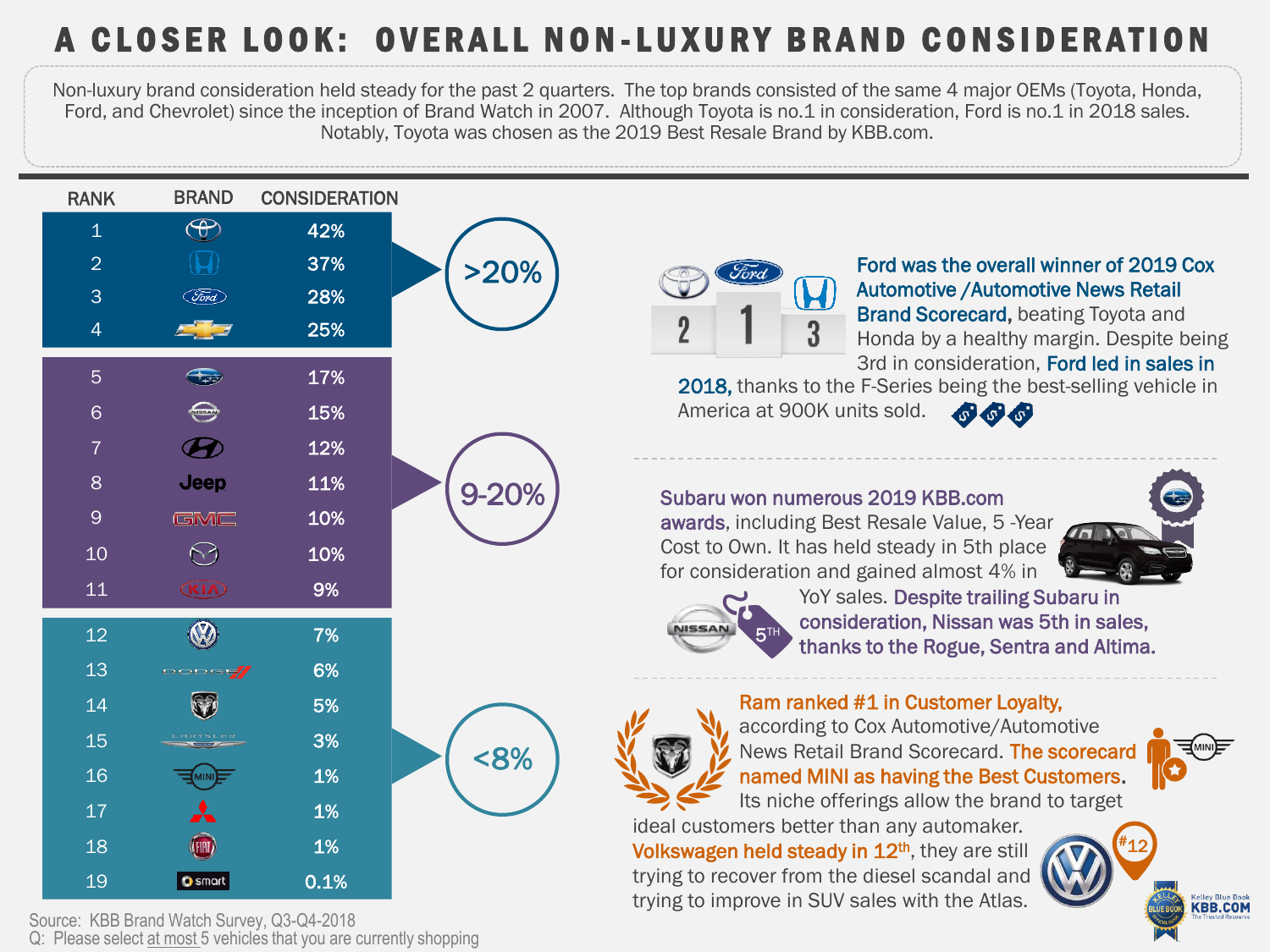# A CLOSER LOOK: OVERALL NON-LUXURY BRAND CONSIDERATION

Non-luxury brand consideration held steady for the past 2 quarters. The top brands consisted of the same 4 major OEMs (Toyota, Honda, Ford, and Chevrolet) since the inception of Brand Watch in 2007. Although Toyota is no.1 in consideration, Ford is no.1 in 2018 sales. Notably, Toyota was chosen as the 2019 Best Resale Brand by KBB.com.

| RANK | BRAND | CONSIDERATION |
|---|---|---|
| 1 | Toyota | 42% |
| 2 | Honda | 37% |
| 3 | Ford | 28% |
| 4 | Chevrolet | 25% |
| 5 | Subaru | 17% |
| 6 | Nissan | 15% |
| 7 | Hyundai | 12% |
| 8 | Jeep | 11% |
| 9 | GMC | 10% |
| 10 | Mazda | 10% |
| 11 | Kia | 9% |
| 12 | Volkswagen | 7% |
| 13 | Dodge | 6% |
| 14 | Ram | 5% |
| 15 | Chrysler | 3% |
| 16 | MINI | 1% |
| 17 | Mitsubishi | 1% |
| 18 | Fiat | 1% |
| 19 | smart | 0.1% |

>20%

9-20%

<8%

**Ford was the overall winner of 2019 Cox Automotive /Automotive News Retail Brand Scorecard,** beating Toyota and Honda by a healthy margin. Despite being 3rd in consideration, **Ford led in sales in 2018,** thanks to the F-Series being the best-selling vehicle in America at 900K units sold.

**Subaru won numerous 2019 KBB.com awards,** including Best Resale Value, 5 -Year Cost to Own. It has held steady in 5th place for consideration and gained almost 4% in YoY sales. **Despite trailing Subaru in consideration, Nissan was 5th in sales, thanks to the Rogue, Sentra and Altima.**

**Ram ranked #1 in Customer Loyalty,** according to Cox Automotive/Automotive News Retail Brand Scorecard. **The scorecard named MINI as having the Best Customers.** Its niche offerings allow the brand to target ideal customers better than any automaker. **Volkswagen held steady in 12th,** they are still trying to recover from the diesel scandal and trying to improve in SUV sales with the Atlas.

Source: KBB Brand Watch Survey, Q3-Q4-2018
Q: Please select at most 5 vehicles that you are currently shopping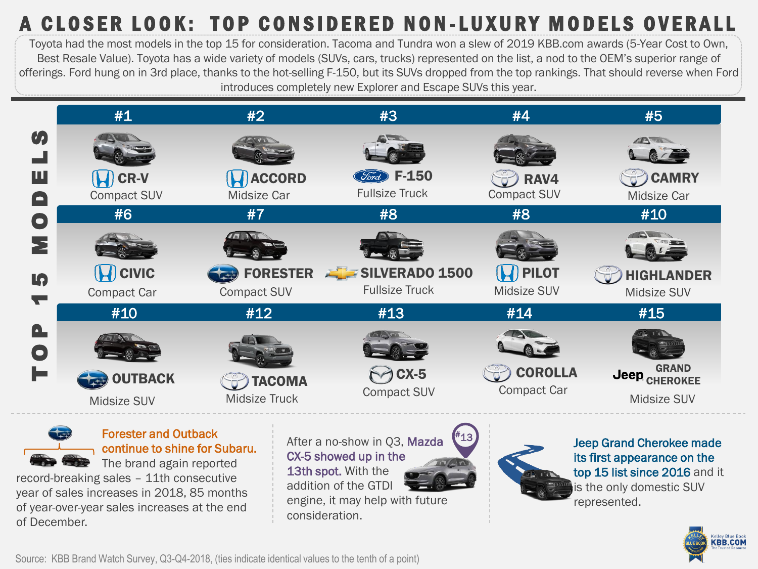# A CLOSER LOOK: TOP CONSIDERED NON-LUXURY MODELS OVERALL

Toyota had the most models in the top 15 for consideration. Tacoma and Tundra won a slew of 2019 KBB.com awards (5-Year Cost to Own, Best Resale Value). Toyota has a wide variety of models (SUVs, cars, trucks) represented on the list, a nod to the OEM's superior range of offerings. Ford hung on in 3rd place, thanks to the hot-selling F-150, but its SUVs dropped from the top rankings. That should reverse when Ford introduces completely new Explorer and Escape SUVs this year.

## TOP 15 MODELS

#1
CR-V
Compact SUV

#2
ACCORD
Midsize Car

#3
F-150
Fullsize Truck

#4
RAV4
Compact SUV

#5
CAMRY
Midsize Car

#6
CIVIC
Compact Car

#7
FORESTER
Compact SUV

#8
SILVERADO 1500
Fullsize Truck

#8
PILOT
Midsize SUV

#10
HIGHLANDER
Midsize SUV

#10
OUTBACK
Midsize SUV

#12
TACOMA
Midsize Truck

#13
CX-5
Compact SUV

#14
COROLLA
Compact Car

#15
Jeep GRAND CHEROKEE
Midsize SUV

**Forester and Outback continue to shine for Subaru.** The brand again reported record-breaking sales – 11th consecutive year of sales increases in 2018, 85 months of year-over-year sales increases at the end of December.

#13

After a no-show in Q3, **Mazda CX-5 showed up in the 13th spot.** With the addition of the GTDI engine, it may help with future consideration.

**Jeep Grand Cherokee made its first appearance on the top 15 list since 2016** and it is the only domestic SUV represented.

Source: KBB Brand Watch Survey, Q3-Q4-2018, (ties indicate identical values to the tenth of a point)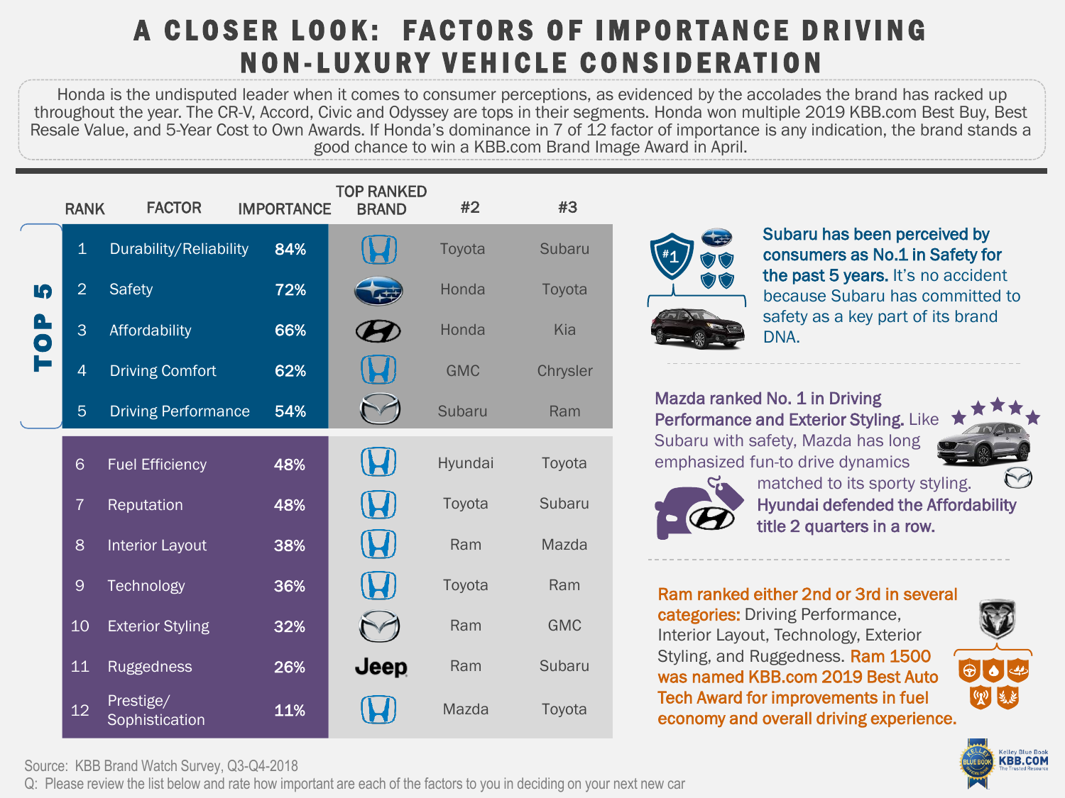# A CLOSER LOOK: FACTORS OF IMPORTANCE DRIVING NON-LUXURY VEHICLE CONSIDERATION

Honda is the undisputed leader when it comes to consumer perceptions, as evidenced by the accolades the brand has racked up throughout the year. The CR-V, Accord, Civic and Odyssey are tops in their segments. Honda won multiple 2019 KBB.com Best Buy, Best Resale Value, and 5-Year Cost to Own Awards. If Honda's dominance in 7 of 12 factor of importance is any indication, the brand stands a good chance to win a KBB.com Brand Image Award in April.

| RANK | FACTOR | IMPORTANCE | TOP RANKED BRAND | #2 | #3 |
|---|---|---|---|---|---|
| **TOP 5** | | | | | |
| 1 | Durability/Reliability | 84% | Honda | Toyota | Subaru |
| 2 | Safety | 72% | Subaru | Honda | Toyota |
| 3 | Affordability | 66% | Hyundai | Honda | Kia |
| 4 | Driving Comfort | 62% | Honda | GMC | Chrysler |
| 5 | Driving Performance | 54% | Mazda | Subaru | Ram |
| 6 | Fuel Efficiency | 48% | Honda | Hyundai | Toyota |
| 7 | Reputation | 48% | Honda | Toyota | Subaru |
| 8 | Interior Layout | 38% | Honda | Ram | Mazda |
| 9 | Technology | 36% | Honda | Toyota | Ram |
| 10 | Exterior Styling | 32% | Mazda | Ram | GMC |
| 11 | Ruggedness | 26% | Jeep | Ram | Subaru |
| 12 | Prestige/ Sophistication | 11% | Honda | Mazda | Toyota |

**Subaru has been perceived by consumers as No.1 in Safety for the past 5 years.** It's no accident because Subaru has committed to safety as a key part of its brand DNA.

**Mazda ranked No. 1 in Driving Performance and Exterior Styling.** Like Subaru with safety, Mazda has long emphasized fun-to drive dynamics matched to its sporty styling. **Hyundai defended the Affordability title 2 quarters in a row.**

**Ram ranked either 2nd or 3rd in several categories:** Driving Performance, Interior Layout, Technology, Exterior Styling, and Ruggedness. **Ram 1500 was named KBB.com 2019 Best Auto Tech Award for improvements in fuel economy and overall driving experience.**

Source: KBB Brand Watch Survey, Q3-Q4-2018

Q: Please review the list below and rate how important are each of the factors to you in deciding on your next new car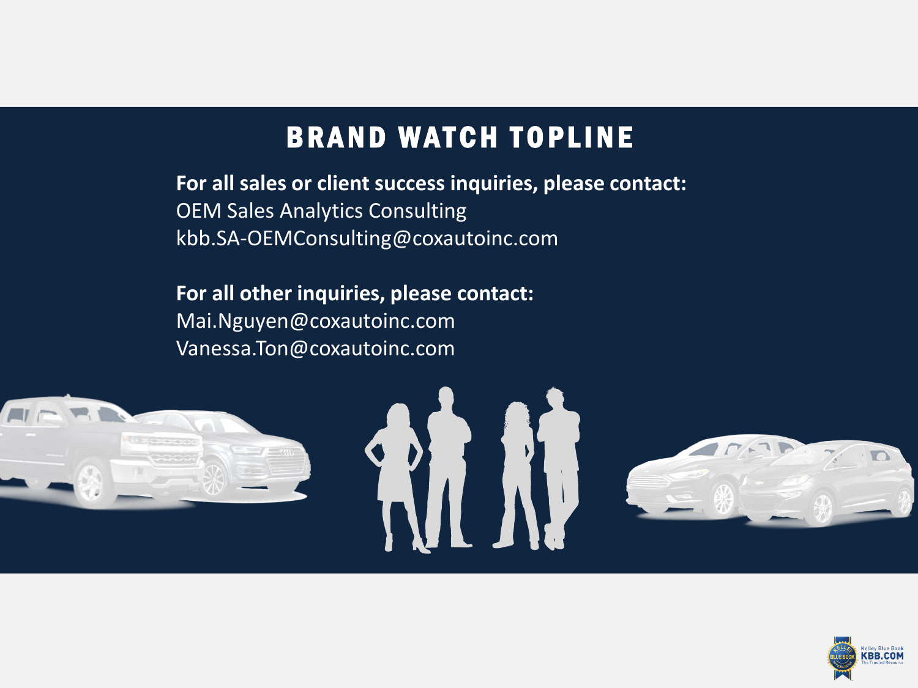# BRAND WATCH TOPLINE

**For all sales or client success inquiries, please contact:**
OEM Sales Analytics Consulting
kbb.SA-OEMConsulting@coxautoinc.com

**For all other inquiries, please contact:**
Mai.Nguyen@coxautoinc.com
Vanessa.Ton@coxautoinc.com